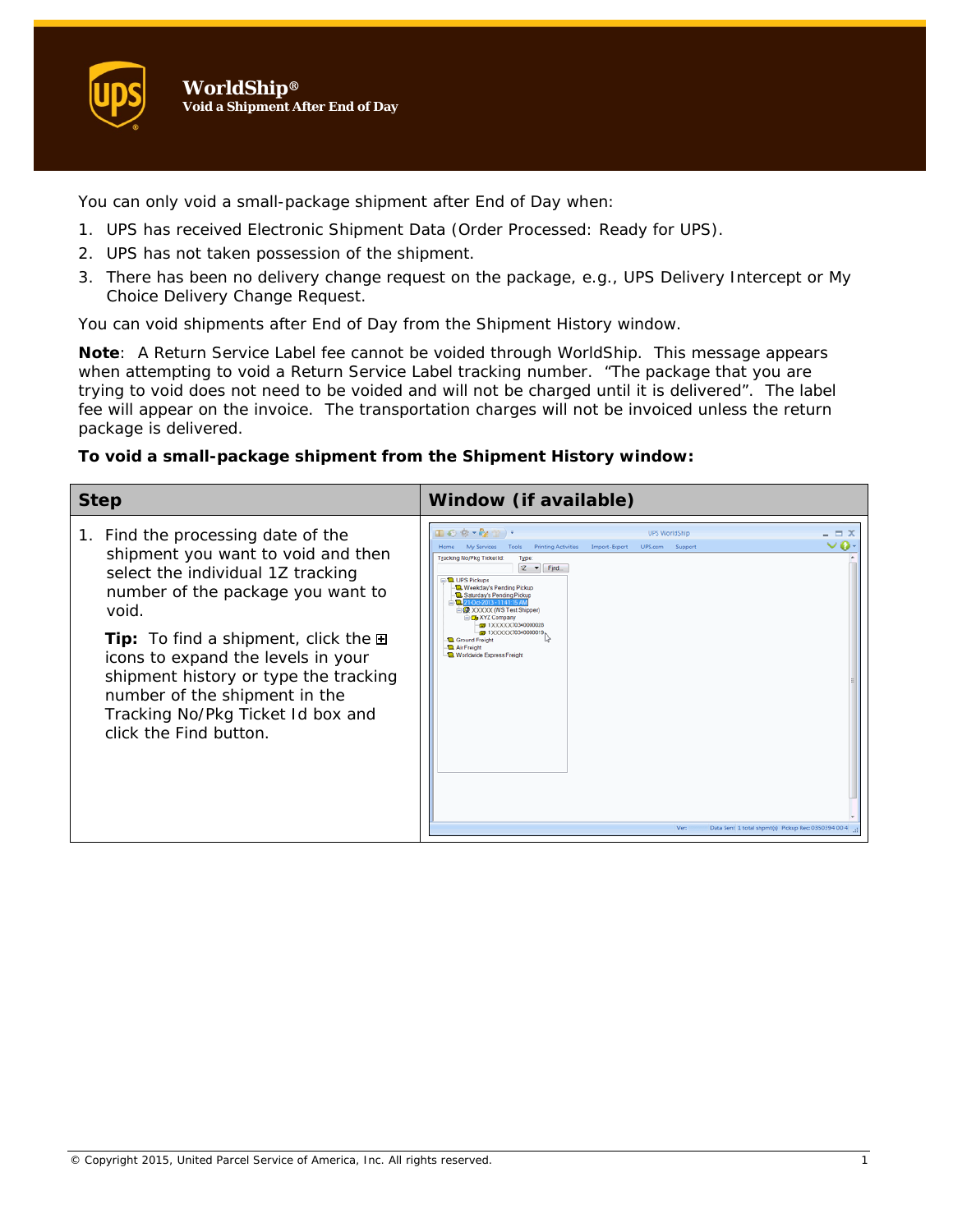# WorldShip®

## Void a Shipment After End of Day

You can only void a small-package shipment after End of Day when:

1. UPS has received Electronic Shipment Data (Order Processed: Ready for UPS).
2. UPS has not taken possession of the shipment.
3. There has been no delivery change request on the package, e.g., UPS Delivery Intercept or My Choice Delivery Change Request.

You can void shipments after End of Day from the Shipment History window.

**Note**: A Return Service Label fee cannot be voided through WorldShip. This message appears when attempting to void a Return Service Label tracking number. "The package that you are trying to void does not need to be voided and will not be charged until it is delivered". The label fee will appear on the invoice. The transportation charges will not be invoiced unless the return package is delivered.

**To void a small-package shipment from the Shipment History window:**

| Step | Window (if available) |
|---|---|
| 1. Find the processing date of the shipment you want to void and then select the individual 1Z tracking number of the package you want to void.<br><br>**Tip:** To find a shipment, click the ⊞ icons to expand the levels in your shipment history or type the tracking number of the shipment in the Tracking No/Pkg Ticket Id box and click the Find button. | |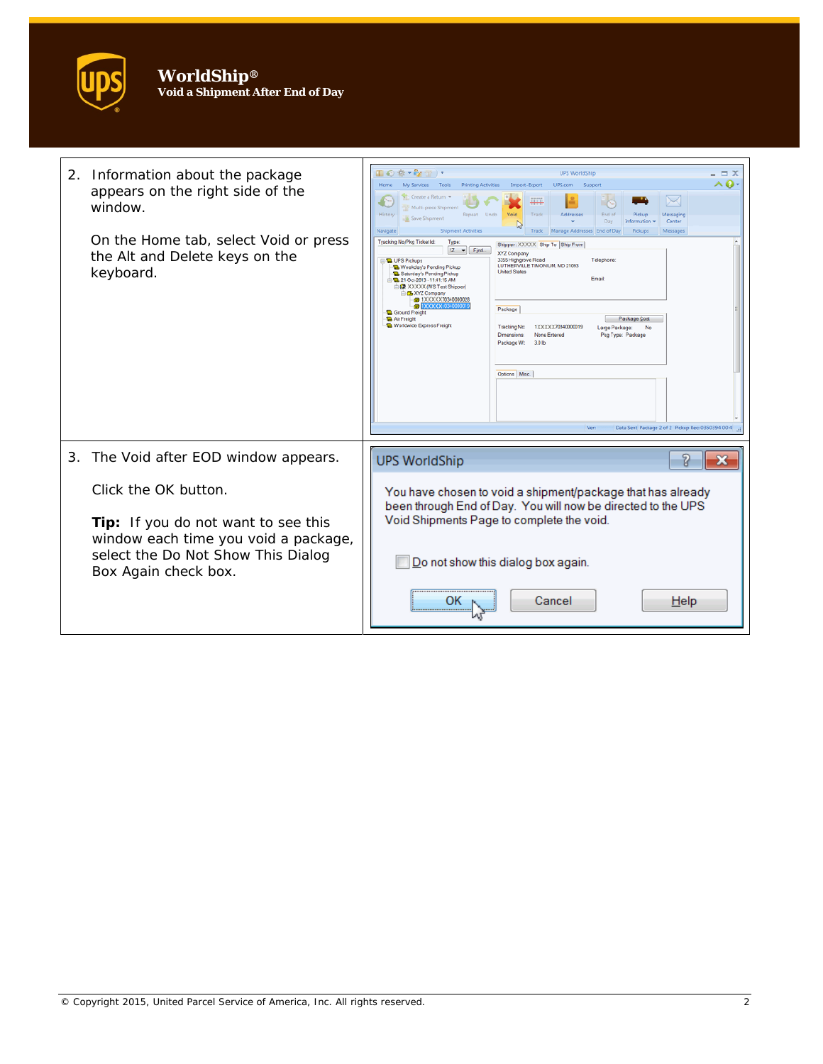| | |
|---|---|
| 2. Information about the package appears on the right side of the window.<br><br>On the Home tab, select Void or press the Alt and Delete keys on the keyboard. | |
| 3. The Void after EOD window appears.<br><br>Click the OK button.<br><br>**Tip:** If you do not want to see this window each time you void a package, select the Do Not Show This Dialog Box Again check box. | |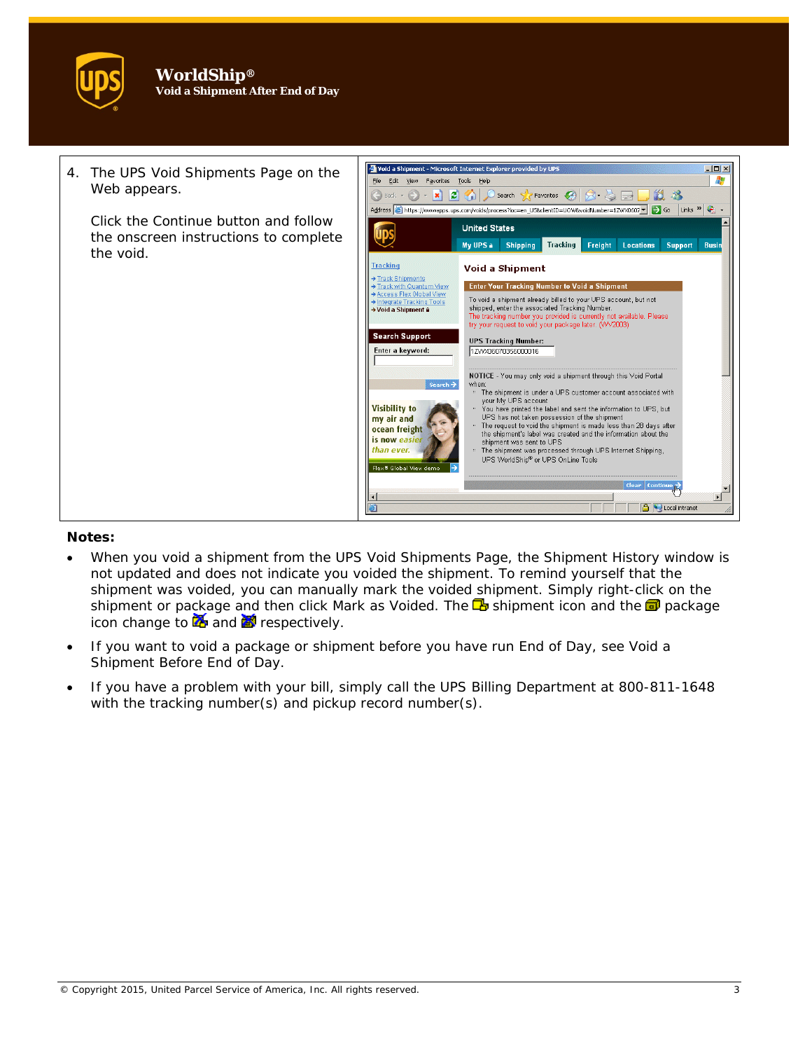# WorldShip®

## Void a Shipment After End of Day

4. The UPS Void Shipments Page on the Web appears.

   Click the Continue button and follow the onscreen instructions to complete the void.

**Notes:**

- When you void a shipment from the UPS Void Shipments Page, the Shipment History window is not updated and does not indicate you voided the shipment. To remind yourself that the shipment was voided, you can manually mark the voided shipment. Simply right-click on the shipment or package and then click Mark as Voided. The shipment icon and the package icon change to and respectively.
- If you want to void a package or shipment before you have run End of Day, see Void a Shipment Before End of Day.
- If you have a problem with your bill, simply call the UPS Billing Department at 800-811-1648 with the tracking number(s) and pickup record number(s).

© Copyright 2015, United Parcel Service of America, Inc. All rights reserved.